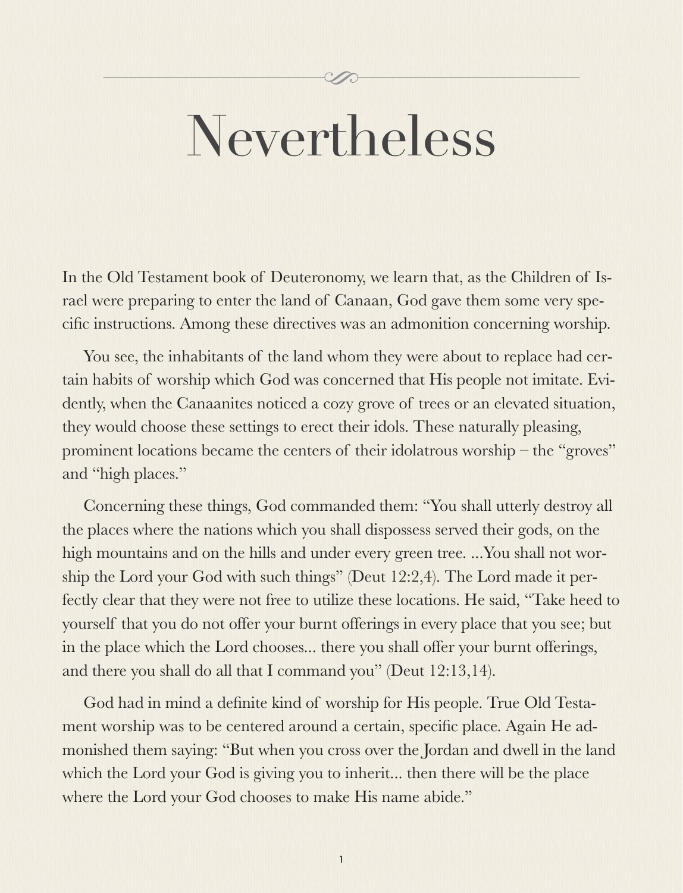# Nevertheless

In the Old Testament book of Deuteronomy, we learn that, as the Children of Israel were preparing to enter the land of Canaan, God gave them some very specific instructions. Among these directives was an admonition concerning worship.

You see, the inhabitants of the land whom they were about to replace had certain habits of worship which God was concerned that His people not imitate. Evidently, when the Canaanites noticed a cozy grove of trees or an elevated situation, they would choose these settings to erect their idols. These naturally pleasing, prominent locations became the centers of their idolatrous worship – the "groves" and "high places."

Concerning these things, God commanded them: "You shall utterly destroy all the places where the nations which you shall dispossess served their gods, on the high mountains and on the hills and under every green tree. ...You shall not worship the Lord your God with such things" (Deut 12:2,4). The Lord made it perfectly clear that they were not free to utilize these locations. He said, "Take heed to yourself that you do not offer your burnt offerings in every place that you see; but in the place which the Lord chooses... there you shall offer your burnt offerings, and there you shall do all that I command you" (Deut 12:13,14).

God had in mind a definite kind of worship for His people. True Old Testament worship was to be centered around a certain, specific place. Again He admonished them saying: "But when you cross over the Jordan and dwell in the land which the Lord your God is giving you to inherit... then there will be the place where the Lord your God chooses to make His name abide."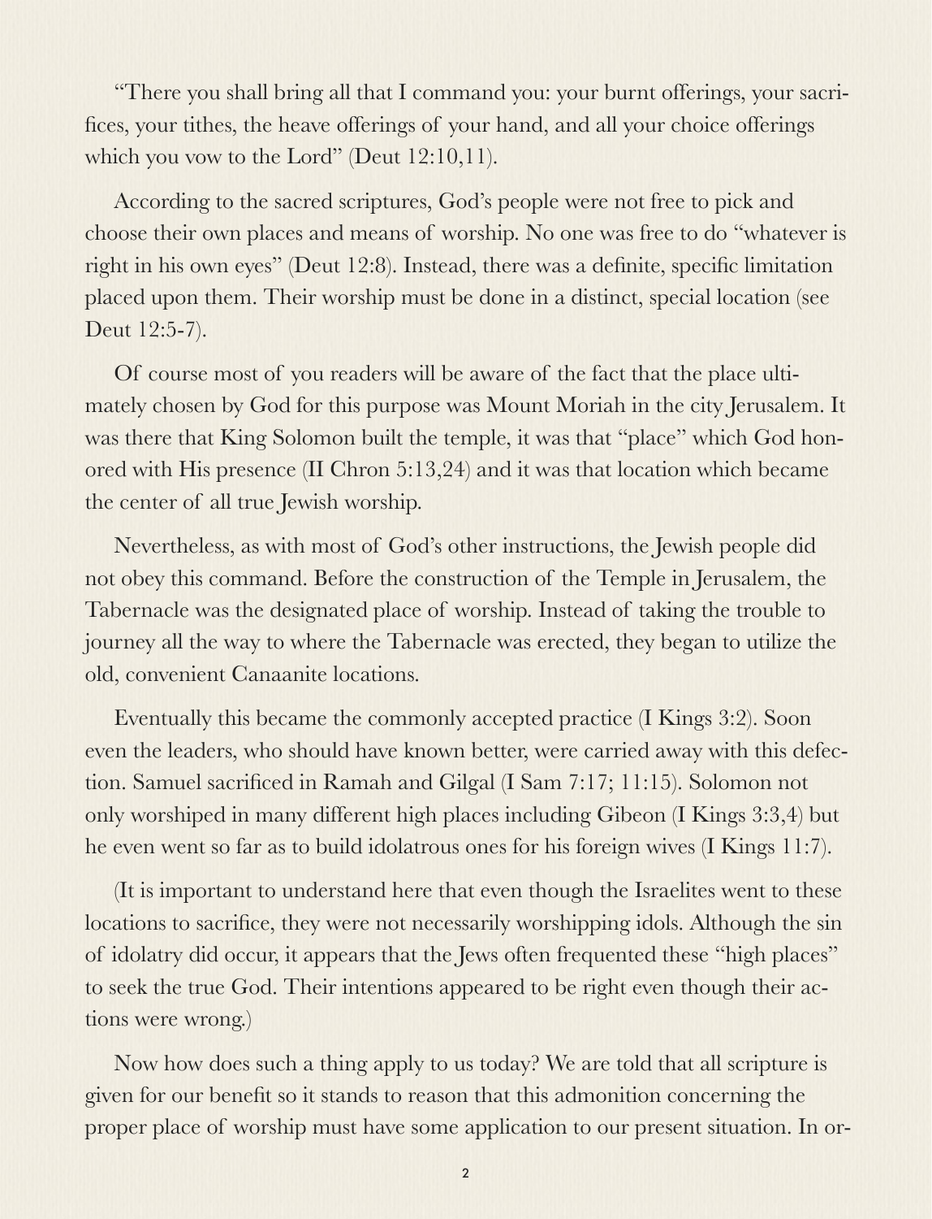"There you shall bring all that I command you: your burnt offerings, your sacrifices, your tithes, the heave offerings of your hand, and all your choice offerings which you vow to the Lord" (Deut 12:10,11).

According to the sacred scriptures, God's people were not free to pick and choose their own places and means of worship. No one was free to do "whatever is right in his own eyes" (Deut 12:8). Instead, there was a definite, specific limitation placed upon them. Their worship must be done in a distinct, special location (see Deut 12:5-7).

Of course most of you readers will be aware of the fact that the place ultimately chosen by God for this purpose was Mount Moriah in the city Jerusalem. It was there that King Solomon built the temple, it was that "place" which God honored with His presence (II Chron 5:13,24) and it was that location which became the center of all true Jewish worship.

Nevertheless, as with most of God's other instructions, the Jewish people did not obey this command. Before the construction of the Temple in Jerusalem, the Tabernacle was the designated place of worship. Instead of taking the trouble to journey all the way to where the Tabernacle was erected, they began to utilize the old, convenient Canaanite locations.

Eventually this became the commonly accepted practice (I Kings 3:2). Soon even the leaders, who should have known better, were carried away with this defection. Samuel sacrificed in Ramah and Gilgal (I Sam 7:17; 11:15). Solomon not only worshiped in many different high places including Gibeon (I Kings 3:3,4) but he even went so far as to build idolatrous ones for his foreign wives (I Kings 11:7).

(It is important to understand here that even though the Israelites went to these locations to sacrifice, they were not necessarily worshipping idols. Although the sin of idolatry did occur, it appears that the Jews often frequented these "high places" to seek the true God. Their intentions appeared to be right even though their actions were wrong.)

Now how does such a thing apply to us today? We are told that all scripture is given for our benefit so it stands to reason that this admonition concerning the proper place of worship must have some application to our present situation. In or-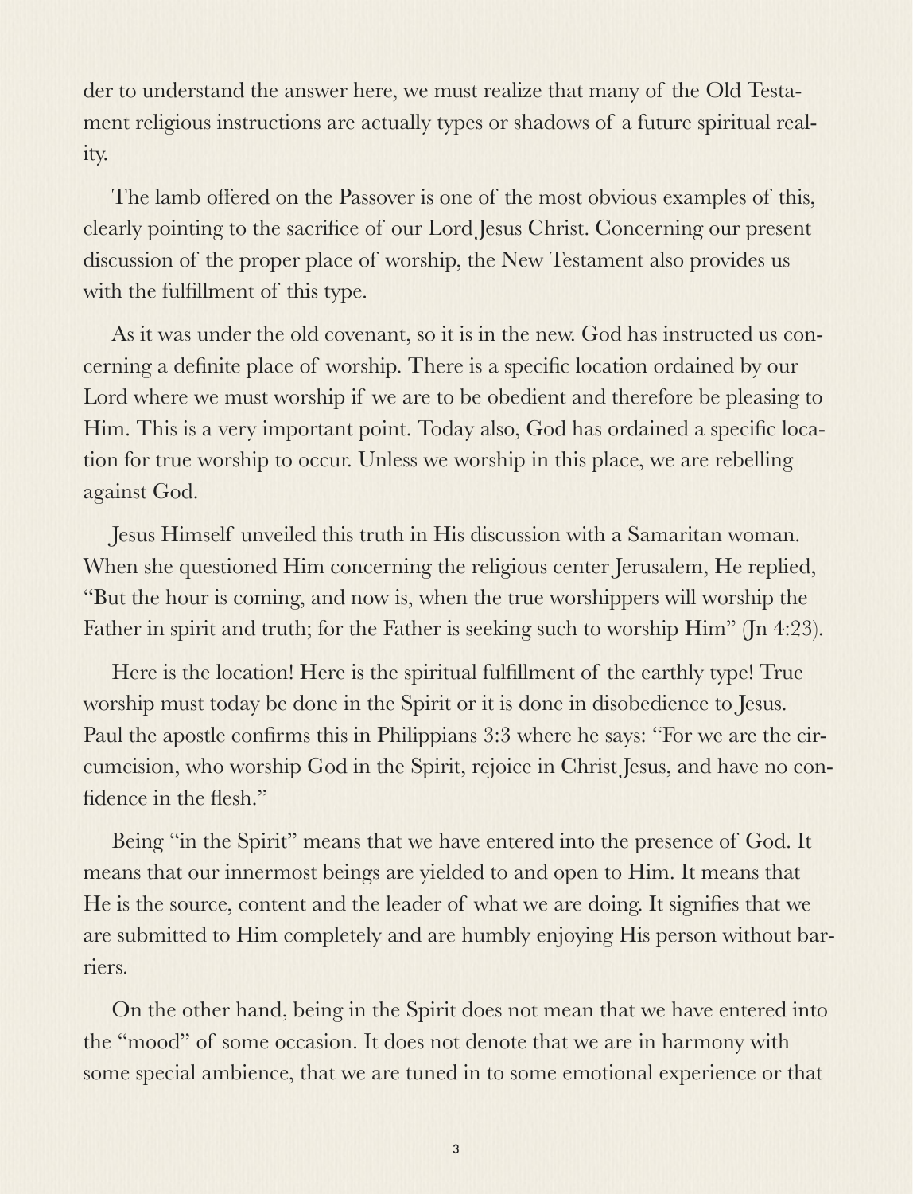der to understand the answer here, we must realize that many of the Old Testament religious instructions are actually types or shadows of a future spiritual reality.

The lamb offered on the Passover is one of the most obvious examples of this, clearly pointing to the sacrifice of our Lord Jesus Christ. Concerning our present discussion of the proper place of worship, the New Testament also provides us with the fulfillment of this type.

As it was under the old covenant, so it is in the new. God has instructed us concerning a definite place of worship. There is a specific location ordained by our Lord where we must worship if we are to be obedient and therefore be pleasing to Him. This is a very important point. Today also, God has ordained a specific location for true worship to occur. Unless we worship in this place, we are rebelling against God.

Jesus Himself unveiled this truth in His discussion with a Samaritan woman. When she questioned Him concerning the religious center Jerusalem, He replied, "But the hour is coming, and now is, when the true worshippers will worship the Father in spirit and truth; for the Father is seeking such to worship Him" (Jn 4:23).

Here is the location! Here is the spiritual fulfillment of the earthly type! True worship must today be done in the Spirit or it is done in disobedience to Jesus. Paul the apostle confirms this in Philippians 3:3 where he says: "For we are the circumcision, who worship God in the Spirit, rejoice in Christ Jesus, and have no confidence in the flesh."

Being "in the Spirit" means that we have entered into the presence of God. It means that our innermost beings are yielded to and open to Him. It means that He is the source, content and the leader of what we are doing. It signifies that we are submitted to Him completely and are humbly enjoying His person without barriers.

On the other hand, being in the Spirit does not mean that we have entered into the "mood" of some occasion. It does not denote that we are in harmony with some special ambience, that we are tuned in to some emotional experience or that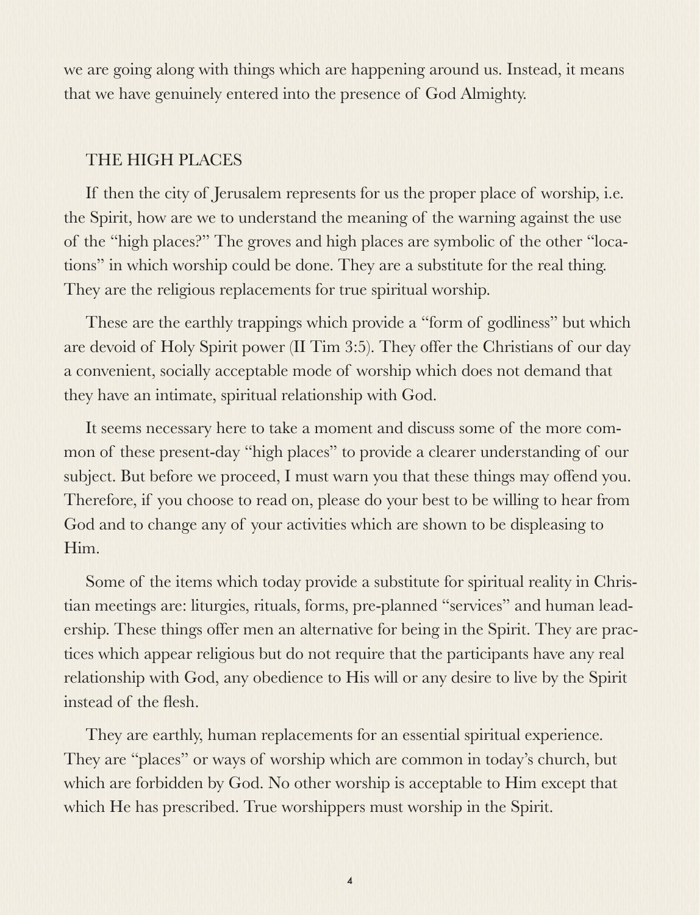we are going along with things which are happening around us. Instead, it means that we have genuinely entered into the presence of God Almighty.

## THE HIGH PLACES

If then the city of Jerusalem represents for us the proper place of worship, i.e. the Spirit, how are we to understand the meaning of the warning against the use of the "high places?" The groves and high places are symbolic of the other "locations" in which worship could be done. They are a substitute for the real thing. They are the religious replacements for true spiritual worship.

These are the earthly trappings which provide a "form of godliness" but which are devoid of Holy Spirit power (II Tim 3:5). They offer the Christians of our day a convenient, socially acceptable mode of worship which does not demand that they have an intimate, spiritual relationship with God.

It seems necessary here to take a moment and discuss some of the more common of these present-day "high places" to provide a clearer understanding of our subject. But before we proceed, I must warn you that these things may offend you. Therefore, if you choose to read on, please do your best to be willing to hear from God and to change any of your activities which are shown to be displeasing to Him.

Some of the items which today provide a substitute for spiritual reality in Christian meetings are: liturgies, rituals, forms, pre-planned "services" and human leadership. These things offer men an alternative for being in the Spirit. They are practices which appear religious but do not require that the participants have any real relationship with God, any obedience to His will or any desire to live by the Spirit instead of the flesh.

They are earthly, human replacements for an essential spiritual experience. They are "places" or ways of worship which are common in today's church, but which are forbidden by God. No other worship is acceptable to Him except that which He has prescribed. True worshippers must worship in the Spirit.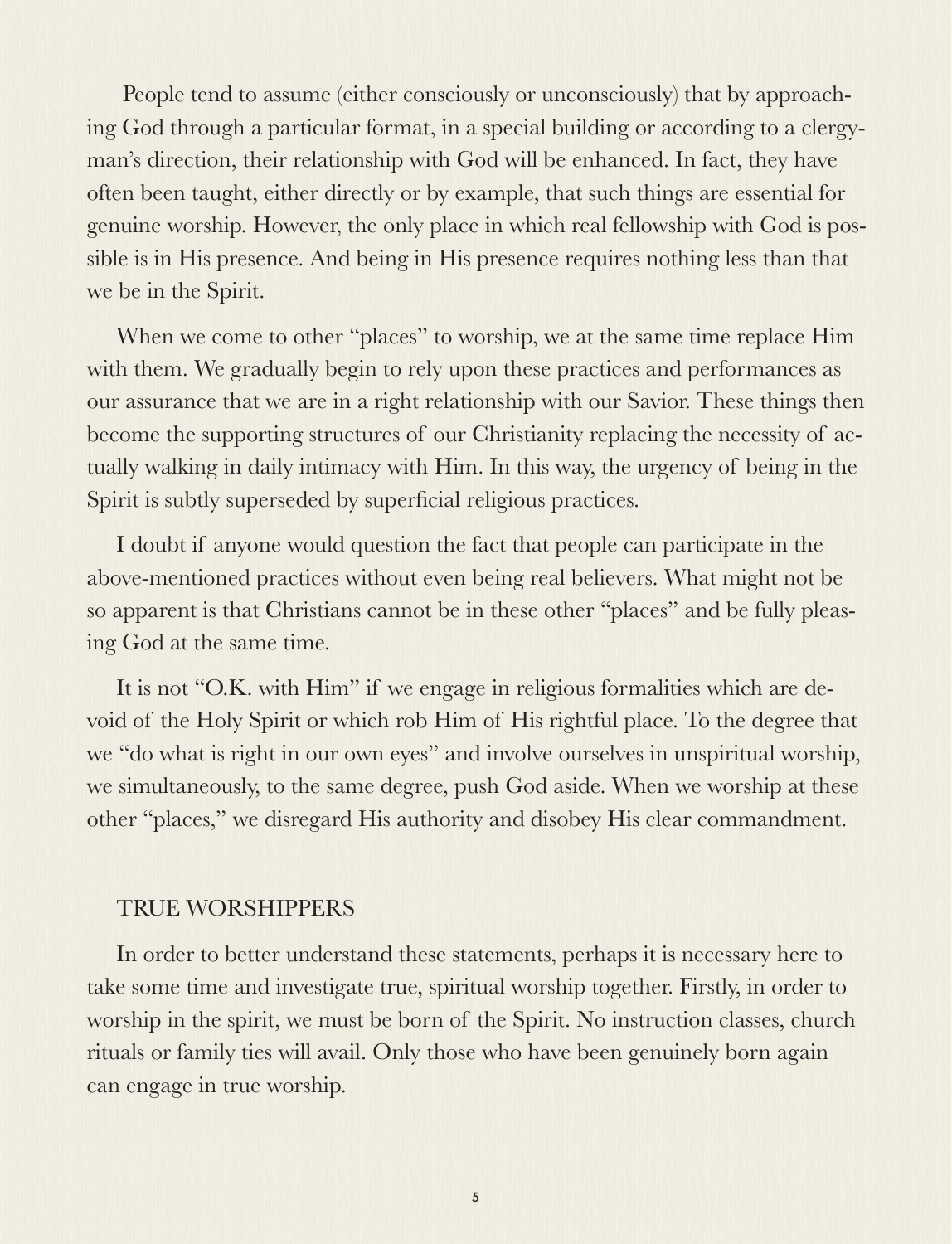People tend to assume (either consciously or unconsciously) that by approaching God through a particular format, in a special building or according to a clergyman's direction, their relationship with God will be enhanced. In fact, they have often been taught, either directly or by example, that such things are essential for genuine worship. However, the only place in which real fellowship with God is possible is in His presence. And being in His presence requires nothing less than that we be in the Spirit.

When we come to other "places" to worship, we at the same time replace Him with them. We gradually begin to rely upon these practices and performances as our assurance that we are in a right relationship with our Savior. These things then become the supporting structures of our Christianity replacing the necessity of actually walking in daily intimacy with Him. In this way, the urgency of being in the Spirit is subtly superseded by superficial religious practices.

I doubt if anyone would question the fact that people can participate in the above-mentioned practices without even being real believers. What might not be so apparent is that Christians cannot be in these other "places" and be fully pleasing God at the same time.

It is not "O.K. with Him" if we engage in religious formalities which are devoid of the Holy Spirit or which rob Him of His rightful place. To the degree that we "do what is right in our own eyes" and involve ourselves in unspiritual worship, we simultaneously, to the same degree, push God aside. When we worship at these other "places," we disregard His authority and disobey His clear commandment.

## TRUE WORSHIPPERS

In order to better understand these statements, perhaps it is necessary here to take some time and investigate true, spiritual worship together. Firstly, in order to worship in the spirit, we must be born of the Spirit. No instruction classes, church rituals or family ties will avail. Only those who have been genuinely born again can engage in true worship.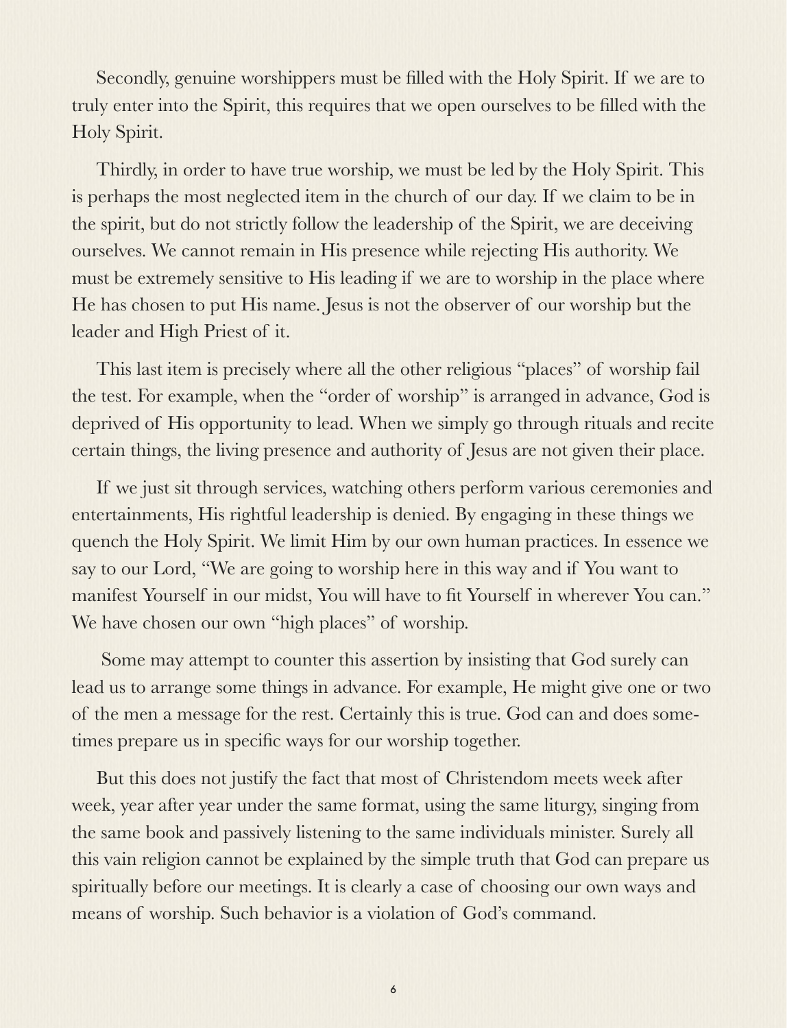Secondly, genuine worshippers must be filled with the Holy Spirit. If we are to truly enter into the Spirit, this requires that we open ourselves to be filled with the Holy Spirit.

Thirdly, in order to have true worship, we must be led by the Holy Spirit. This is perhaps the most neglected item in the church of our day. If we claim to be in the spirit, but do not strictly follow the leadership of the Spirit, we are deceiving ourselves. We cannot remain in His presence while rejecting His authority. We must be extremely sensitive to His leading if we are to worship in the place where He has chosen to put His name. Jesus is not the observer of our worship but the leader and High Priest of it.

This last item is precisely where all the other religious "places" of worship fail the test. For example, when the "order of worship" is arranged in advance, God is deprived of His opportunity to lead. When we simply go through rituals and recite certain things, the living presence and authority of Jesus are not given their place.

If we just sit through services, watching others perform various ceremonies and entertainments, His rightful leadership is denied. By engaging in these things we quench the Holy Spirit. We limit Him by our own human practices. In essence we say to our Lord, "We are going to worship here in this way and if You want to manifest Yourself in our midst, You will have to fit Yourself in wherever You can." We have chosen our own "high places" of worship.

Some may attempt to counter this assertion by insisting that God surely can lead us to arrange some things in advance. For example, He might give one or two of the men a message for the rest. Certainly this is true. God can and does sometimes prepare us in specific ways for our worship together.

But this does not justify the fact that most of Christendom meets week after week, year after year under the same format, using the same liturgy, singing from the same book and passively listening to the same individuals minister. Surely all this vain religion cannot be explained by the simple truth that God can prepare us spiritually before our meetings. It is clearly a case of choosing our own ways and means of worship. Such behavior is a violation of God's command.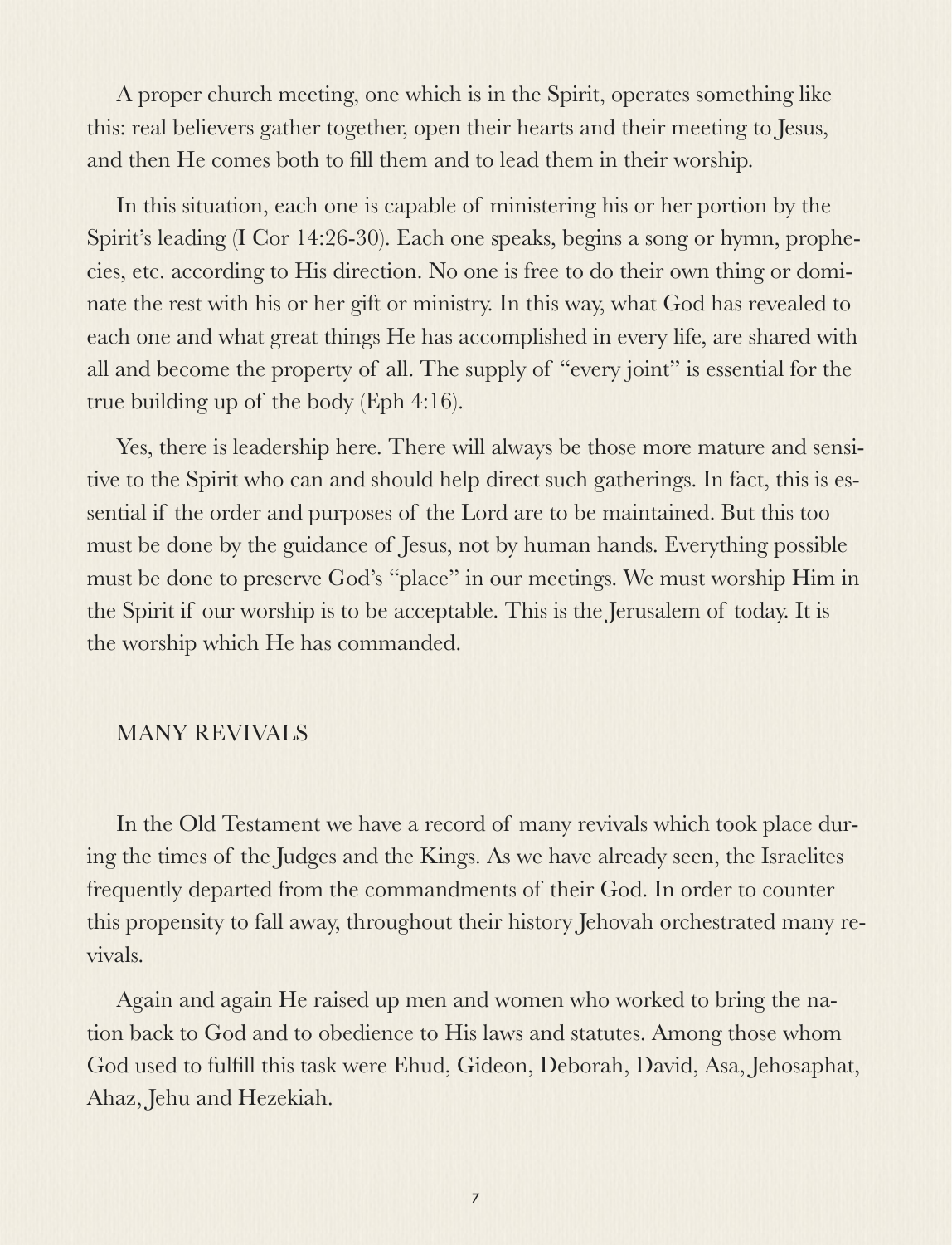A proper church meeting, one which is in the Spirit, operates something like this: real believers gather together, open their hearts and their meeting to Jesus, and then He comes both to fill them and to lead them in their worship.

In this situation, each one is capable of ministering his or her portion by the Spirit's leading (I Cor 14:26-30). Each one speaks, begins a song or hymn, prophecies, etc. according to His direction. No one is free to do their own thing or dominate the rest with his or her gift or ministry. In this way, what God has revealed to each one and what great things He has accomplished in every life, are shared with all and become the property of all. The supply of "every joint" is essential for the true building up of the body (Eph 4:16).

Yes, there is leadership here. There will always be those more mature and sensitive to the Spirit who can and should help direct such gatherings. In fact, this is essential if the order and purposes of the Lord are to be maintained. But this too must be done by the guidance of Jesus, not by human hands. Everything possible must be done to preserve God's "place" in our meetings. We must worship Him in the Spirit if our worship is to be acceptable. This is the Jerusalem of today. It is the worship which He has commanded.

## MANY REVIVALS

In the Old Testament we have a record of many revivals which took place during the times of the Judges and the Kings. As we have already seen, the Israelites frequently departed from the commandments of their God. In order to counter this propensity to fall away, throughout their history Jehovah orchestrated many revivals.

Again and again He raised up men and women who worked to bring the nation back to God and to obedience to His laws and statutes. Among those whom God used to fulfill this task were Ehud, Gideon, Deborah, David, Asa, Jehosaphat, Ahaz, Jehu and Hezekiah.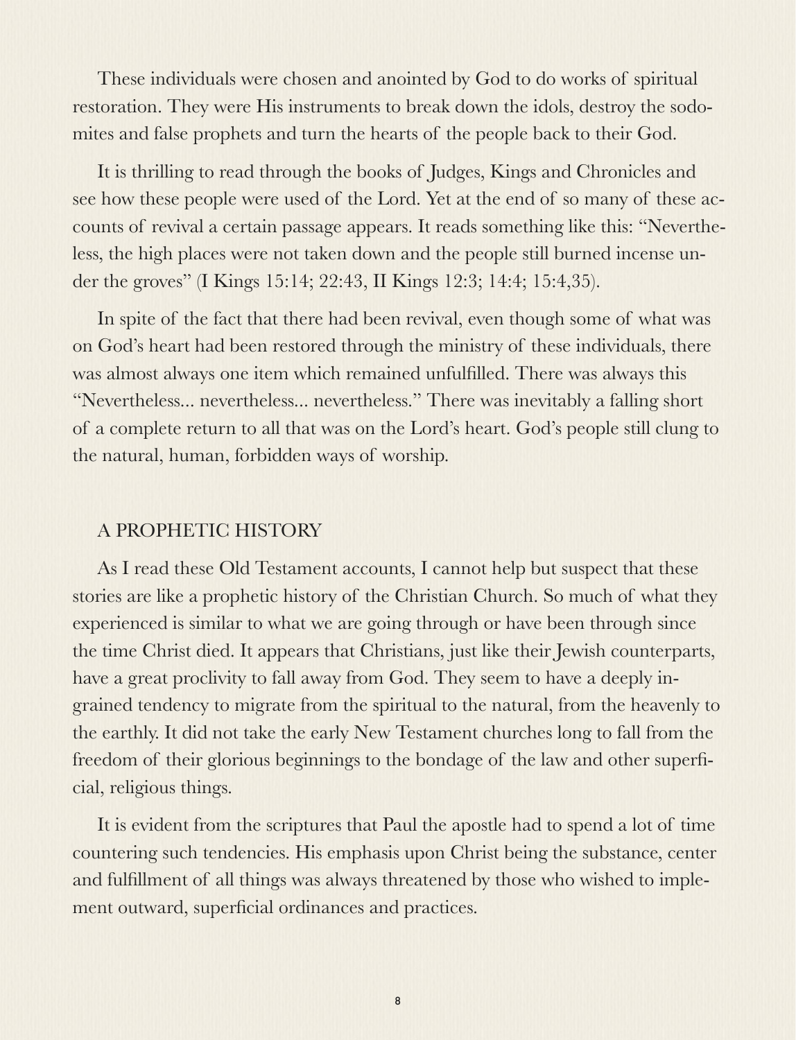These individuals were chosen and anointed by God to do works of spiritual restoration. They were His instruments to break down the idols, destroy the sodomites and false prophets and turn the hearts of the people back to their God.

It is thrilling to read through the books of Judges, Kings and Chronicles and see how these people were used of the Lord. Yet at the end of so many of these accounts of revival a certain passage appears. It reads something like this: "Nevertheless, the high places were not taken down and the people still burned incense under the groves" (I Kings 15:14; 22:43, II Kings 12:3; 14:4; 15:4,35).

In spite of the fact that there had been revival, even though some of what was on God's heart had been restored through the ministry of these individuals, there was almost always one item which remained unfulfilled. There was always this "Nevertheless... nevertheless... nevertheless." There was inevitably a falling short of a complete return to all that was on the Lord's heart. God's people still clung to the natural, human, forbidden ways of worship.

## A PROPHETIC HISTORY

As I read these Old Testament accounts, I cannot help but suspect that these stories are like a prophetic history of the Christian Church. So much of what they experienced is similar to what we are going through or have been through since the time Christ died. It appears that Christians, just like their Jewish counterparts, have a great proclivity to fall away from God. They seem to have a deeply ingrained tendency to migrate from the spiritual to the natural, from the heavenly to the earthly. It did not take the early New Testament churches long to fall from the freedom of their glorious beginnings to the bondage of the law and other superficial, religious things.

It is evident from the scriptures that Paul the apostle had to spend a lot of time countering such tendencies. His emphasis upon Christ being the substance, center and fulfillment of all things was always threatened by those who wished to implement outward, superficial ordinances and practices.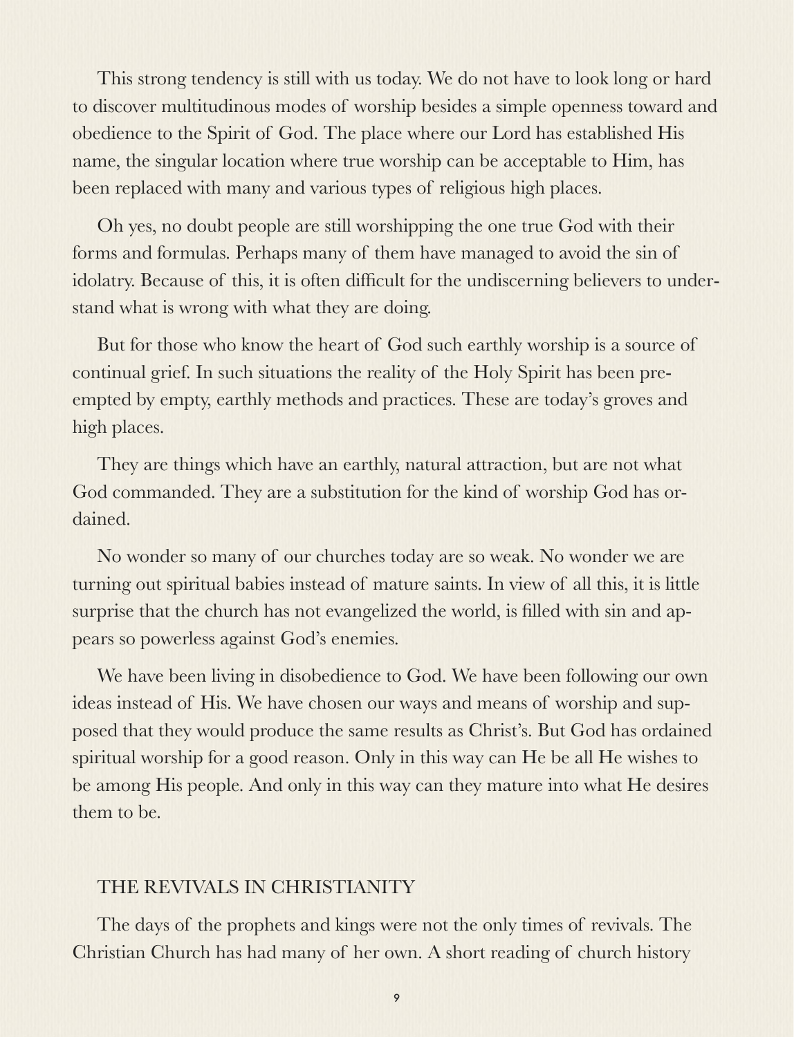This strong tendency is still with us today. We do not have to look long or hard to discover multitudinous modes of worship besides a simple openness toward and obedience to the Spirit of God. The place where our Lord has established His name, the singular location where true worship can be acceptable to Him, has been replaced with many and various types of religious high places.

Oh yes, no doubt people are still worshipping the one true God with their forms and formulas. Perhaps many of them have managed to avoid the sin of idolatry. Because of this, it is often difficult for the undiscerning believers to understand what is wrong with what they are doing.

But for those who know the heart of God such earthly worship is a source of continual grief. In such situations the reality of the Holy Spirit has been preempted by empty, earthly methods and practices. These are today's groves and high places.

They are things which have an earthly, natural attraction, but are not what God commanded. They are a substitution for the kind of worship God has ordained.

No wonder so many of our churches today are so weak. No wonder we are turning out spiritual babies instead of mature saints. In view of all this, it is little surprise that the church has not evangelized the world, is filled with sin and appears so powerless against God's enemies.

We have been living in disobedience to God. We have been following our own ideas instead of His. We have chosen our ways and means of worship and supposed that they would produce the same results as Christ's. But God has ordained spiritual worship for a good reason. Only in this way can He be all He wishes to be among His people. And only in this way can they mature into what He desires them to be.

## THE REVIVALS IN CHRISTIANITY

The days of the prophets and kings were not the only times of revivals. The Christian Church has had many of her own. A short reading of church history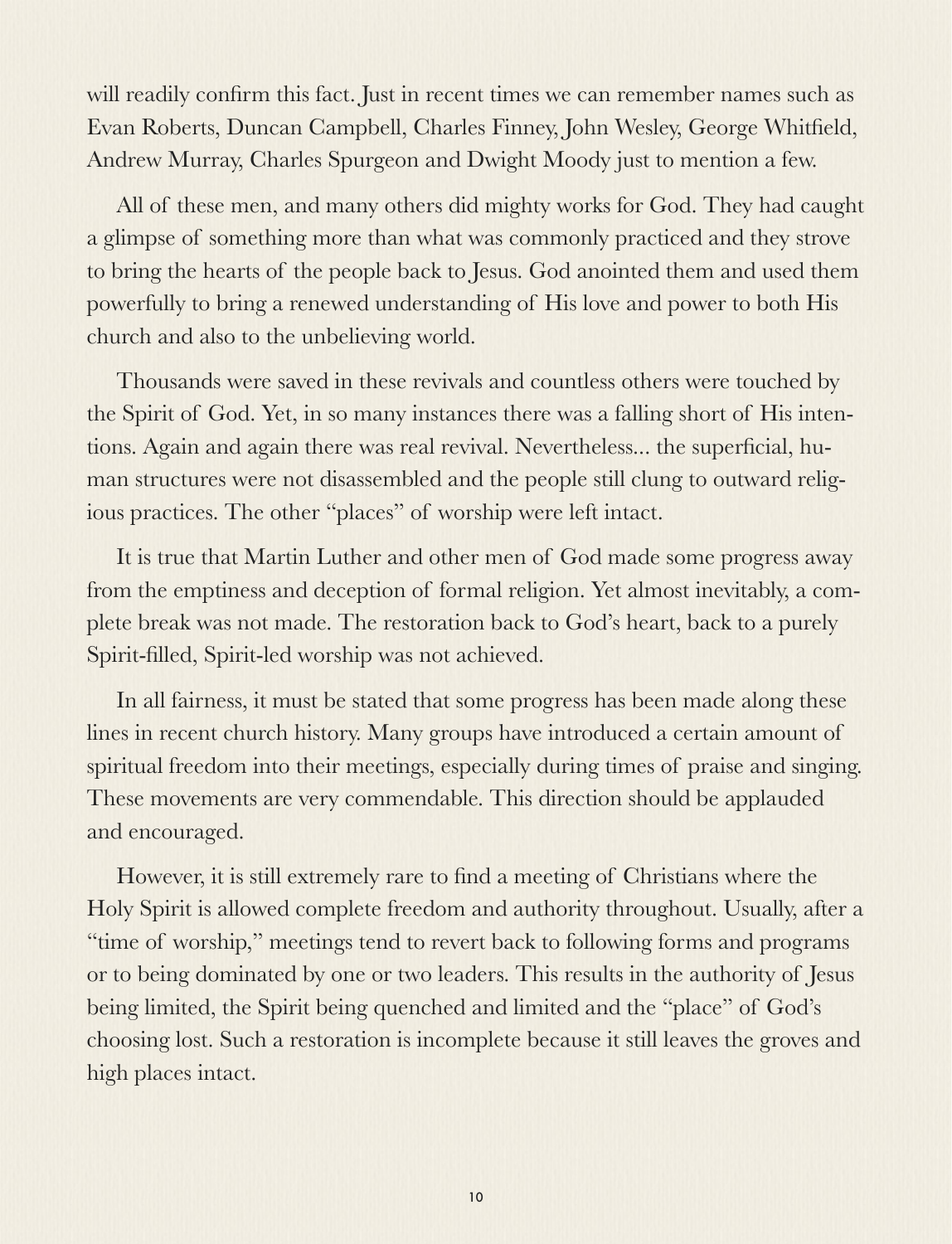will readily confirm this fact. Just in recent times we can remember names such as Evan Roberts, Duncan Campbell, Charles Finney, John Wesley, George Whitfield, Andrew Murray, Charles Spurgeon and Dwight Moody just to mention a few.

All of these men, and many others did mighty works for God. They had caught a glimpse of something more than what was commonly practiced and they strove to bring the hearts of the people back to Jesus. God anointed them and used them powerfully to bring a renewed understanding of His love and power to both His church and also to the unbelieving world.

Thousands were saved in these revivals and countless others were touched by the Spirit of God. Yet, in so many instances there was a falling short of His intentions. Again and again there was real revival. Nevertheless... the superficial, human structures were not disassembled and the people still clung to outward religious practices. The other "places" of worship were left intact.

It is true that Martin Luther and other men of God made some progress away from the emptiness and deception of formal religion. Yet almost inevitably, a complete break was not made. The restoration back to God's heart, back to a purely Spirit-filled, Spirit-led worship was not achieved.

In all fairness, it must be stated that some progress has been made along these lines in recent church history. Many groups have introduced a certain amount of spiritual freedom into their meetings, especially during times of praise and singing. These movements are very commendable. This direction should be applauded and encouraged.

However, it is still extremely rare to find a meeting of Christians where the Holy Spirit is allowed complete freedom and authority throughout. Usually, after a "time of worship," meetings tend to revert back to following forms and programs or to being dominated by one or two leaders. This results in the authority of Jesus being limited, the Spirit being quenched and limited and the "place" of God's choosing lost. Such a restoration is incomplete because it still leaves the groves and high places intact.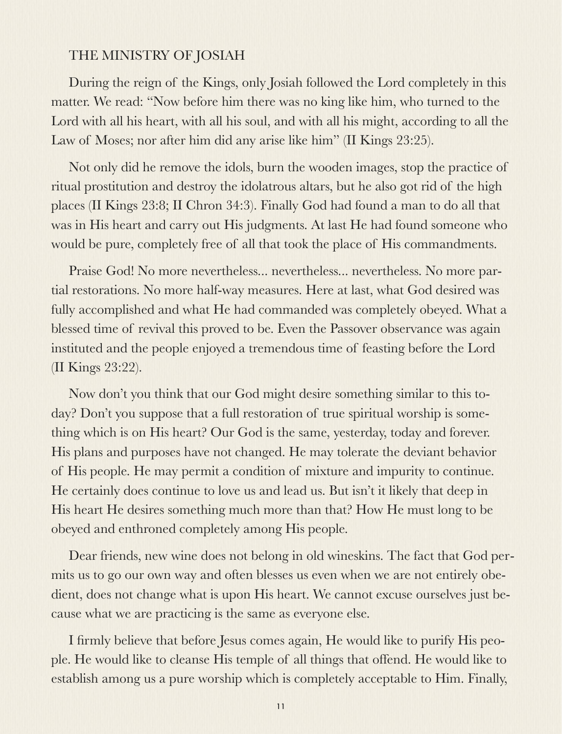## THE MINISTRY OF JOSIAH

During the reign of the Kings, only Josiah followed the Lord completely in this matter. We read: "Now before him there was no king like him, who turned to the Lord with all his heart, with all his soul, and with all his might, according to all the Law of Moses; nor after him did any arise like him" (II Kings 23:25).

Not only did he remove the idols, burn the wooden images, stop the practice of ritual prostitution and destroy the idolatrous altars, but he also got rid of the high places (II Kings 23:8; II Chron 34:3). Finally God had found a man to do all that was in His heart and carry out His judgments. At last He had found someone who would be pure, completely free of all that took the place of His commandments.

Praise God! No more nevertheless... nevertheless... nevertheless. No more partial restorations. No more half-way measures. Here at last, what God desired was fully accomplished and what He had commanded was completely obeyed. What a blessed time of revival this proved to be. Even the Passover observance was again instituted and the people enjoyed a tremendous time of feasting before the Lord (II Kings 23:22).

Now don't you think that our God might desire something similar to this today? Don't you suppose that a full restoration of true spiritual worship is something which is on His heart? Our God is the same, yesterday, today and forever. His plans and purposes have not changed. He may tolerate the deviant behavior of His people. He may permit a condition of mixture and impurity to continue. He certainly does continue to love us and lead us. But isn't it likely that deep in His heart He desires something much more than that? How He must long to be obeyed and enthroned completely among His people.

Dear friends, new wine does not belong in old wineskins. The fact that God permits us to go our own way and often blesses us even when we are not entirely obedient, does not change what is upon His heart. We cannot excuse ourselves just because what we are practicing is the same as everyone else.

I firmly believe that before Jesus comes again, He would like to purify His people. He would like to cleanse His temple of all things that offend. He would like to establish among us a pure worship which is completely acceptable to Him. Finally,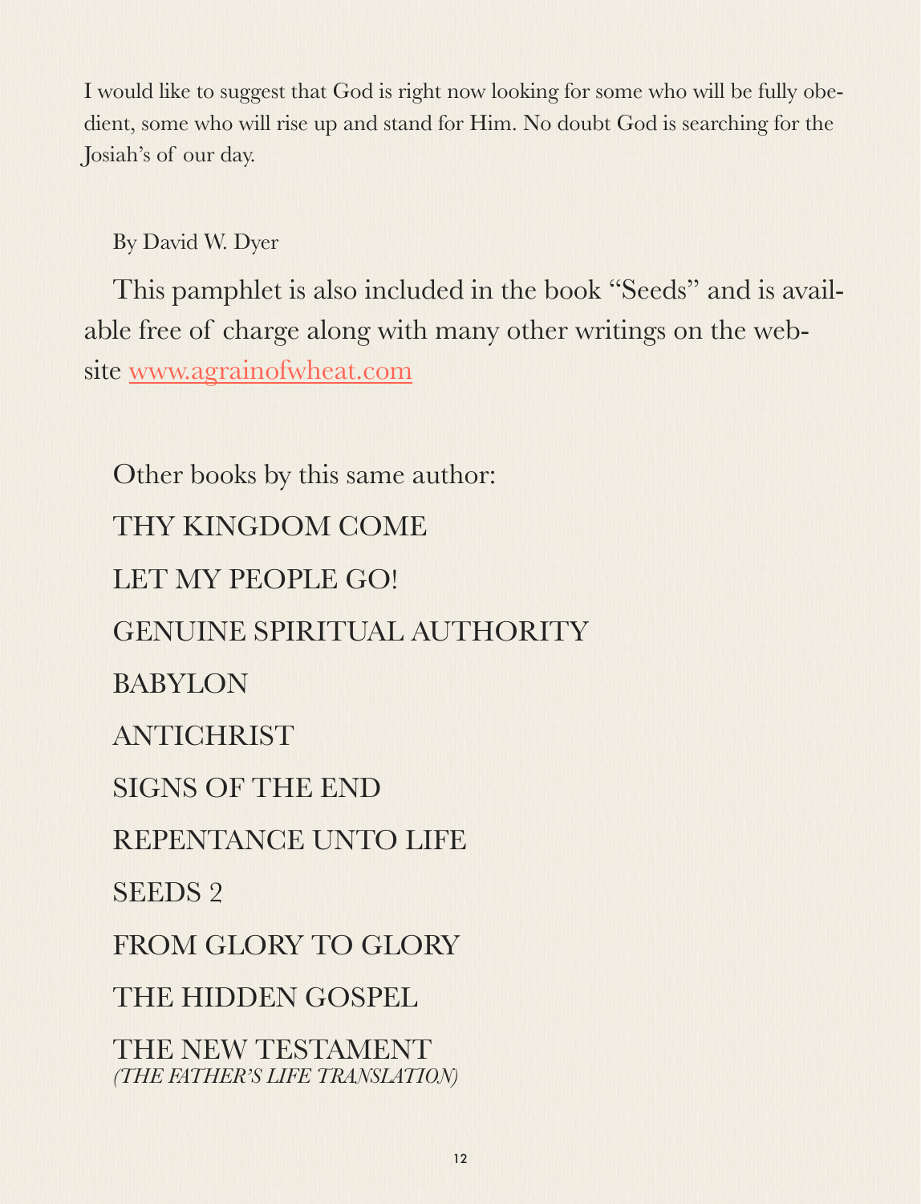I would like to suggest that God is right now looking for some who will be fully obedient, some who will rise up and stand for Him. No doubt God is searching for the Josiah's of our day.

By David W. Dyer

This pamphlet is also included in the book "Seeds" and is available free of charge along with many other writings on the website www.agrainofwheat.com

Other books by this same author:

THY KINGDOM COME

LET MY PEOPLE GO!

GENUINE SPIRITUAL AUTHORITY

BABYLON

ANTICHRIST

SIGNS OF THE END

REPENTANCE UNTO LIFE

SEEDS 2

FROM GLORY TO GLORY

THE HIDDEN GOSPEL

THE NEW TESTAMENT
*(THE FATHER'S LIFE TRANSLATION)*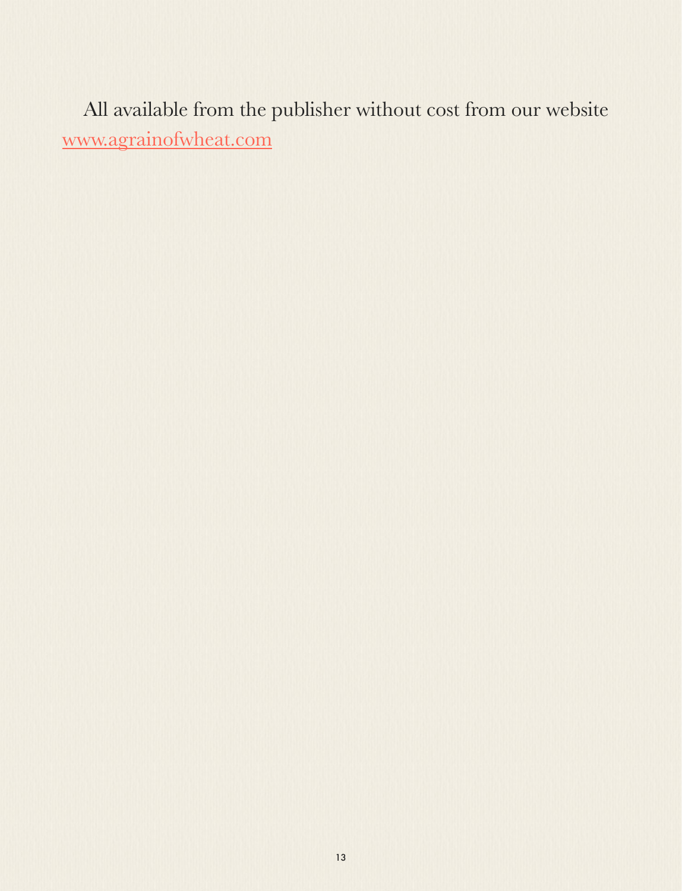All available from the publisher without cost from our website [www.agrainofwheat.com](http://www.agrainofwheat.com)